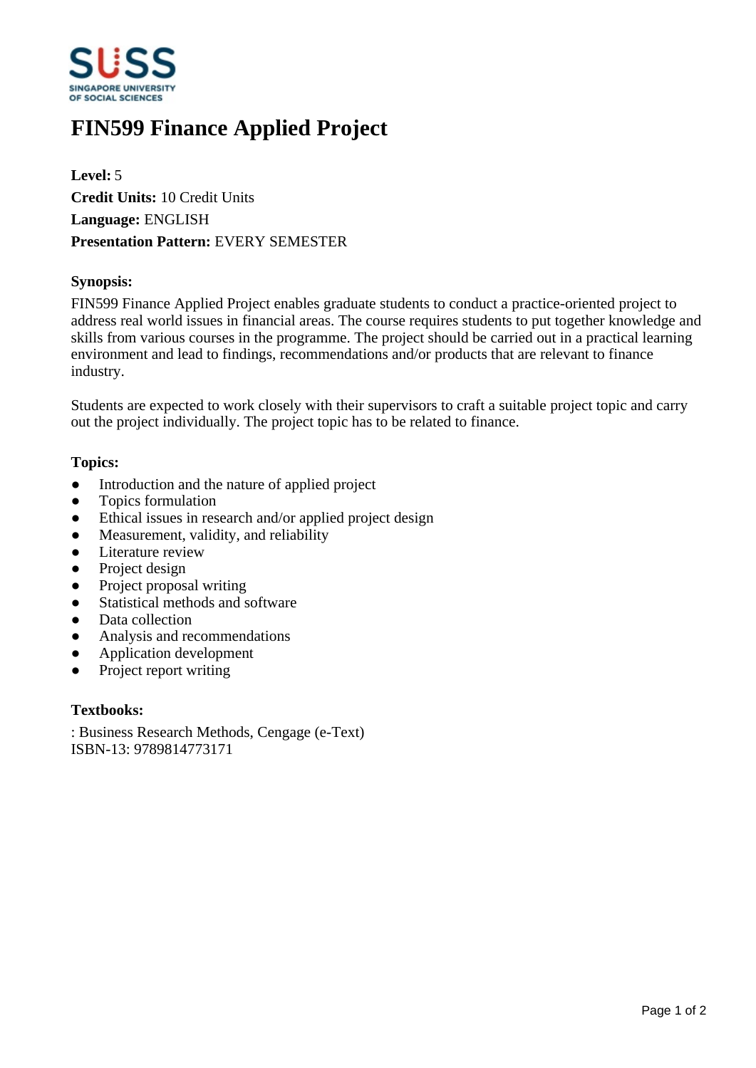# FIN599 Finance Applied Project

**Level:** 5
**Credit Units:** 10 Credit Units
**Language:** ENGLISH
**Presentation Pattern:** EVERY SEMESTER

**Synopsis:**

FIN599 Finance Applied Project enables graduate students to conduct a practice-oriented project to address real world issues in financial areas. The course requires students to put together knowledge and skills from various courses in the programme. The project should be carried out in a practical learning environment and lead to findings, recommendations and/or products that are relevant to finance industry.

Students are expected to work closely with their supervisors to craft a suitable project topic and carry out the project individually. The project topic has to be related to finance.

**Topics:**

- Introduction and the nature of applied project
- Topics formulation
- Ethical issues in research and/or applied project design
- Measurement, validity, and reliability
- Literature review
- Project design
- Project proposal writing
- Statistical methods and software
- Data collection
- Analysis and recommendations
- Application development
- Project report writing

**Textbooks:**

: Business Research Methods, Cengage (e-Text)
ISBN-13: 9789814773171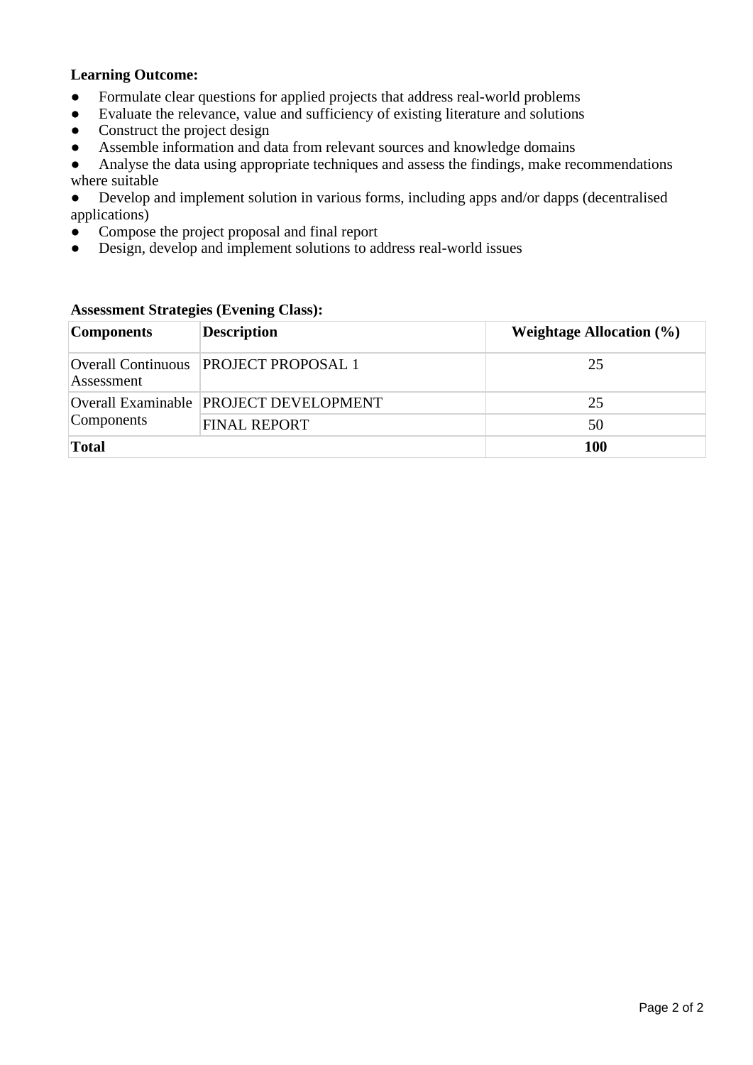**Learning Outcome:**

- Formulate clear questions for applied projects that address real-world problems
- Evaluate the relevance, value and sufficiency of existing literature and solutions
- Construct the project design
- Assemble information and data from relevant sources and knowledge domains
- Analyse the data using appropriate techniques and assess the findings, make recommendations where suitable
- Develop and implement solution in various forms, including apps and/or dapps (decentralised applications)
- Compose the project proposal and final report
- Design, develop and implement solutions to address real-world issues

**Assessment Strategies (Evening Class):**

| **Components** | **Description** | **Weightage Allocation (%)** |
|---|---|---|
| Overall Continuous Assessment | PROJECT PROPOSAL 1 | 25 |
| Overall Examinable Components | PROJECT DEVELOPMENT | 25 |
| | FINAL REPORT | 50 |
| **Total** | | **100** |